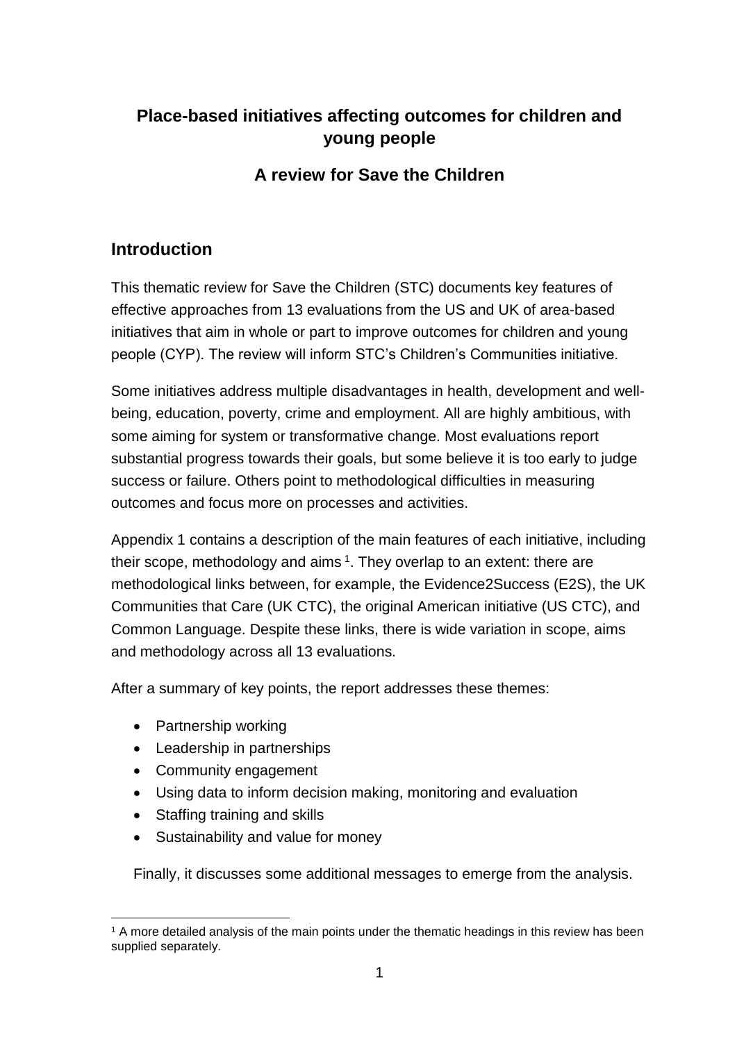# Place-based initiatives affecting outcomes for children and young people

## A review for Save the Children

## Introduction

This thematic review for Save the Children (STC) documents key features of effective approaches from 13 evaluations from the US and UK of area-based initiatives that aim in whole or part to improve outcomes for children and young people (CYP). The review will inform STC's Children's Communities initiative.

Some initiatives address multiple disadvantages in health, development and well-being, education, poverty, crime and employment. All are highly ambitious, with some aiming for system or transformative change. Most evaluations report substantial progress towards their goals, but some believe it is too early to judge success or failure. Others point to methodological difficulties in measuring outcomes and focus more on processes and activities.

Appendix 1 contains a description of the main features of each initiative, including their scope, methodology and aims [1]. They overlap to an extent: there are methodological links between, for example, the Evidence2Success (E2S), the UK Communities that Care (UK CTC), the original American initiative (US CTC), and Common Language. Despite these links, there is wide variation in scope, aims and methodology across all 13 evaluations.

After a summary of key points, the report addresses these themes:

- Partnership working
- Leadership in partnerships
- Community engagement
- Using data to inform decision making, monitoring and evaluation
- Staffing training and skills
- Sustainability and value for money

Finally, it discusses some additional messages to emerge from the analysis.

[1] A more detailed analysis of the main points under the thematic headings in this review has been supplied separately.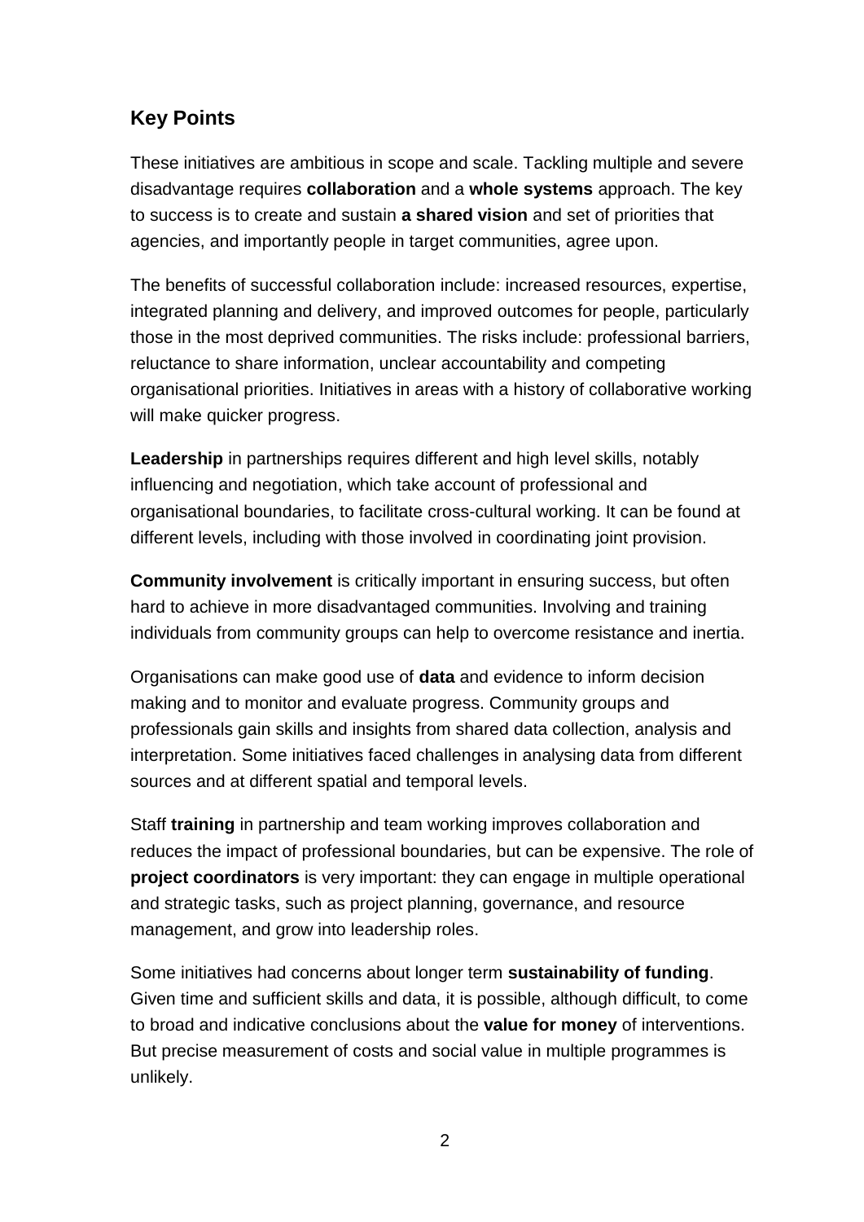## Key Points

These initiatives are ambitious in scope and scale. Tackling multiple and severe disadvantage requires **collaboration** and a **whole systems** approach. The key to success is to create and sustain **a shared vision** and set of priorities that agencies, and importantly people in target communities, agree upon.

The benefits of successful collaboration include: increased resources, expertise, integrated planning and delivery, and improved outcomes for people, particularly those in the most deprived communities. The risks include: professional barriers, reluctance to share information, unclear accountability and competing organisational priorities. Initiatives in areas with a history of collaborative working will make quicker progress.

**Leadership** in partnerships requires different and high level skills, notably influencing and negotiation, which take account of professional and organisational boundaries, to facilitate cross-cultural working. It can be found at different levels, including with those involved in coordinating joint provision.

**Community involvement** is critically important in ensuring success, but often hard to achieve in more disadvantaged communities. Involving and training individuals from community groups can help to overcome resistance and inertia.

Organisations can make good use of **data** and evidence to inform decision making and to monitor and evaluate progress. Community groups and professionals gain skills and insights from shared data collection, analysis and interpretation. Some initiatives faced challenges in analysing data from different sources and at different spatial and temporal levels.

Staff **training** in partnership and team working improves collaboration and reduces the impact of professional boundaries, but can be expensive. The role of **project coordinators** is very important: they can engage in multiple operational and strategic tasks, such as project planning, governance, and resource management, and grow into leadership roles.

Some initiatives had concerns about longer term **sustainability of funding**. Given time and sufficient skills and data, it is possible, although difficult, to come to broad and indicative conclusions about the **value for money** of interventions. But precise measurement of costs and social value in multiple programmes is unlikely.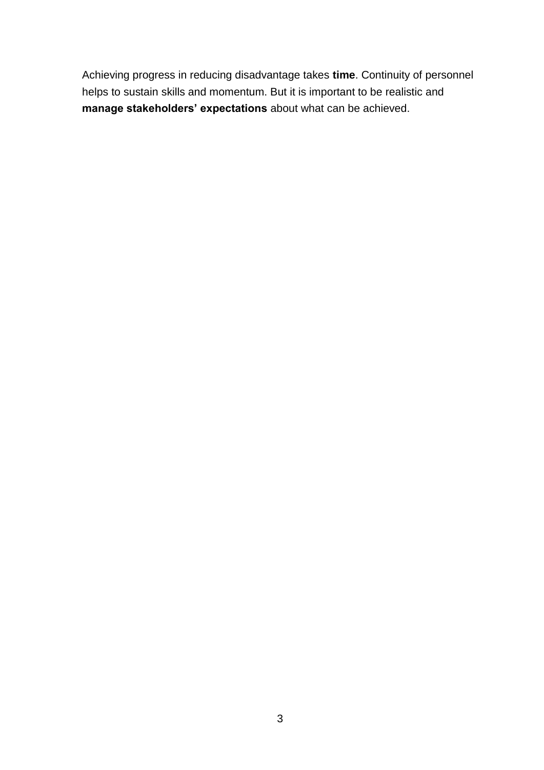Achieving progress in reducing disadvantage takes **time**. Continuity of personnel helps to sustain skills and momentum. But it is important to be realistic and **manage stakeholders' expectations** about what can be achieved.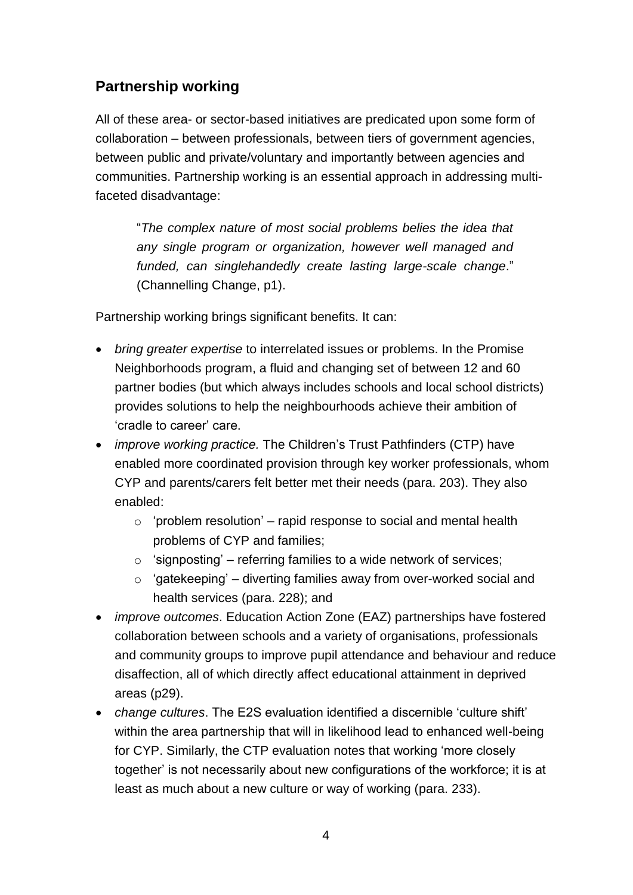## Partnership working

All of these area- or sector-based initiatives are predicated upon some form of collaboration – between professionals, between tiers of government agencies, between public and private/voluntary and importantly between agencies and communities. Partnership working is an essential approach in addressing multi-faceted disadvantage:

> "*The complex nature of most social problems belies the idea that any single program or organization, however well managed and funded, can singlehandedly create lasting large-scale change*." (Channelling Change, p1).

Partnership working brings significant benefits. It can:

- *bring greater expertise* to interrelated issues or problems. In the Promise Neighborhoods program, a fluid and changing set of between 12 and 60 partner bodies (but which always includes schools and local school districts) provides solutions to help the neighbourhoods achieve their ambition of 'cradle to career' care.
- *improve working practice.* The Children's Trust Pathfinders (CTP) have enabled more coordinated provision through key worker professionals, whom CYP and parents/carers felt better met their needs (para. 203). They also enabled:
    - 'problem resolution' – rapid response to social and mental health problems of CYP and families;
    - 'signposting' – referring families to a wide network of services;
    - 'gatekeeping' – diverting families away from over-worked social and health services (para. 228); and
- *improve outcomes*. Education Action Zone (EAZ) partnerships have fostered collaboration between schools and a variety of organisations, professionals and community groups to improve pupil attendance and behaviour and reduce disaffection, all of which directly affect educational attainment in deprived areas (p29).
- *change cultures*. The E2S evaluation identified a discernible 'culture shift' within the area partnership that will in likelihood lead to enhanced well-being for CYP. Similarly, the CTP evaluation notes that working 'more closely together' is not necessarily about new configurations of the workforce; it is at least as much about a new culture or way of working (para. 233).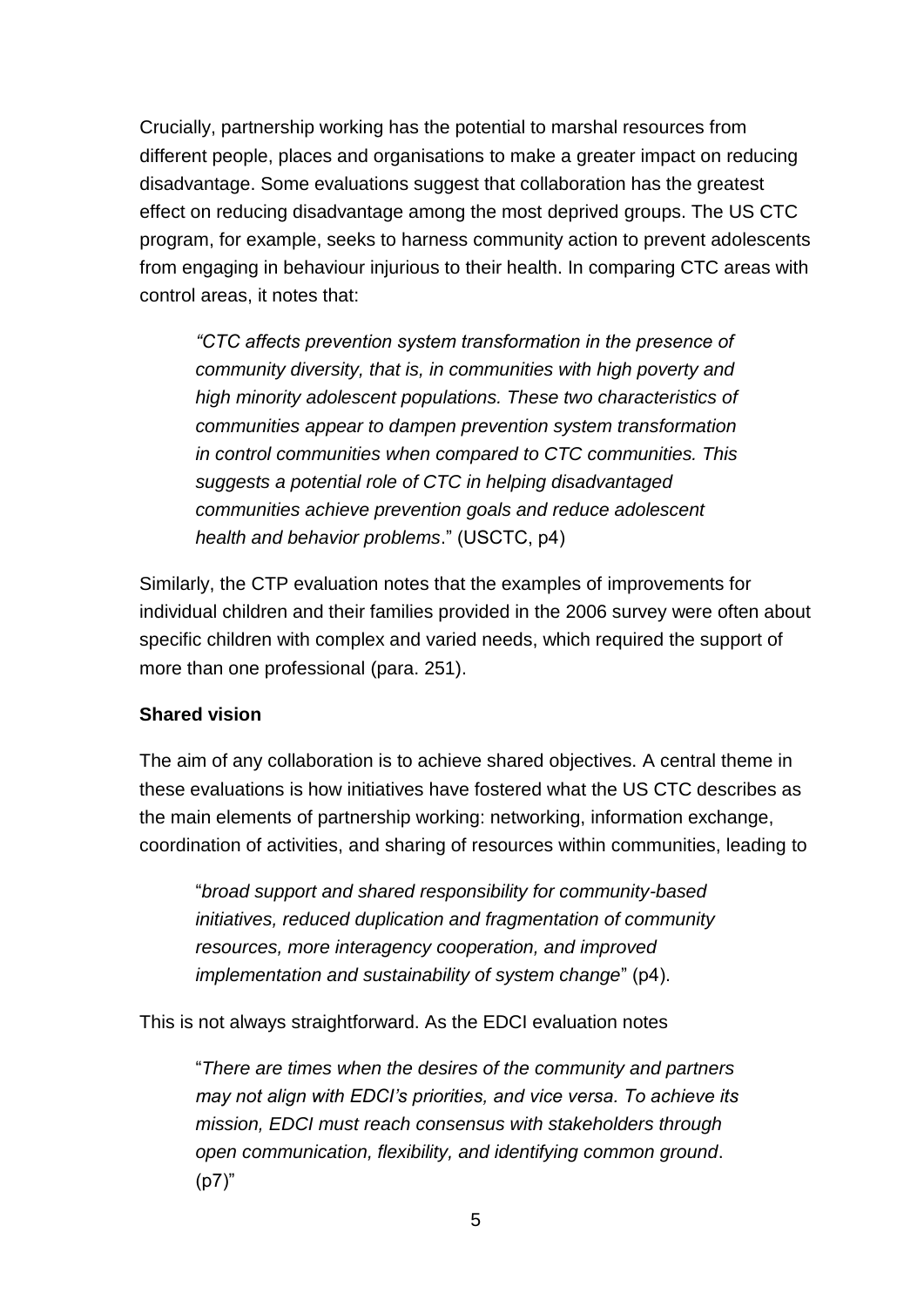Crucially, partnership working has the potential to marshal resources from different people, places and organisations to make a greater impact on reducing disadvantage. Some evaluations suggest that collaboration has the greatest effect on reducing disadvantage among the most deprived groups. The US CTC program, for example, seeks to harness community action to prevent adolescents from engaging in behaviour injurious to their health. In comparing CTC areas with control areas, it notes that:

> *"CTC affects prevention system transformation in the presence of community diversity, that is, in communities with high poverty and high minority adolescent populations. These two characteristics of communities appear to dampen prevention system transformation in control communities when compared to CTC communities. This suggests a potential role of CTC in helping disadvantaged communities achieve prevention goals and reduce adolescent health and behavior problems*." (USCTC, p4)

Similarly, the CTP evaluation notes that the examples of improvements for individual children and their families provided in the 2006 survey were often about specific children with complex and varied needs, which required the support of more than one professional (para. 251).

**Shared vision**

The aim of any collaboration is to achieve shared objectives. A central theme in these evaluations is how initiatives have fostered what the US CTC describes as the main elements of partnership working: networking, information exchange, coordination of activities, and sharing of resources within communities, leading to

> "*broad support and shared responsibility for community-based initiatives, reduced duplication and fragmentation of community resources, more interagency cooperation, and improved implementation and sustainability of system change*" (p4).

This is not always straightforward. As the EDCI evaluation notes

> "*There are times when the desires of the community and partners may not align with EDCI's priorities, and vice versa. To achieve its mission, EDCI must reach consensus with stakeholders through open communication, flexibility, and identifying common ground*. (p7)"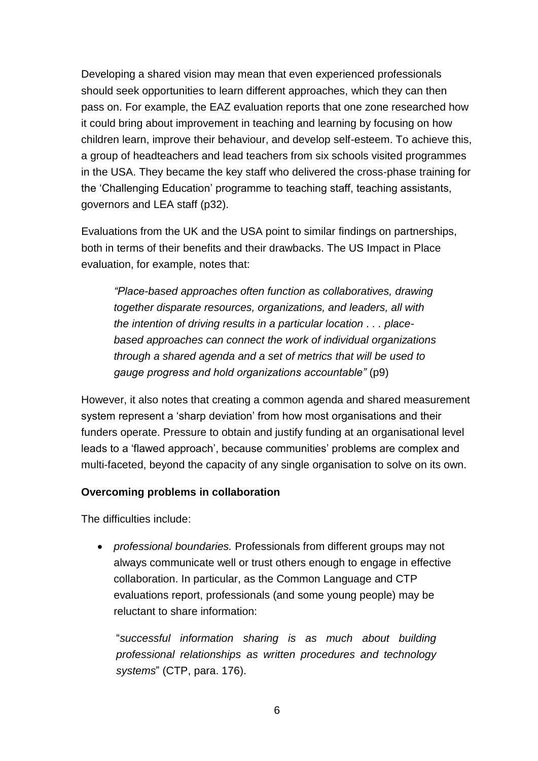Developing a shared vision may mean that even experienced professionals should seek opportunities to learn different approaches, which they can then pass on. For example, the EAZ evaluation reports that one zone researched how it could bring about improvement in teaching and learning by focusing on how children learn, improve their behaviour, and develop self-esteem. To achieve this, a group of headteachers and lead teachers from six schools visited programmes in the USA. They became the key staff who delivered the cross-phase training for the 'Challenging Education' programme to teaching staff, teaching assistants, governors and LEA staff (p32).

Evaluations from the UK and the USA point to similar findings on partnerships, both in terms of their benefits and their drawbacks. The US Impact in Place evaluation, for example, notes that:

> *"Place-based approaches often function as collaboratives, drawing together disparate resources, organizations, and leaders, all with the intention of driving results in a particular location . . . place-based approaches can connect the work of individual organizations through a shared agenda and a set of metrics that will be used to gauge progress and hold organizations accountable"* (p9)

However, it also notes that creating a common agenda and shared measurement system represent a 'sharp deviation' from how most organisations and their funders operate. Pressure to obtain and justify funding at an organisational level leads to a 'flawed approach', because communities' problems are complex and multi-faceted, beyond the capacity of any single organisation to solve on its own.

**Overcoming problems in collaboration**

The difficulties include:

- *professional boundaries.* Professionals from different groups may not always communicate well or trust others enough to engage in effective collaboration. In particular, as the Common Language and CTP evaluations report, professionals (and some young people) may be reluctant to share information:

  "*successful information sharing is as much about building professional relationships as written procedures and technology systems*" (CTP, para. 176).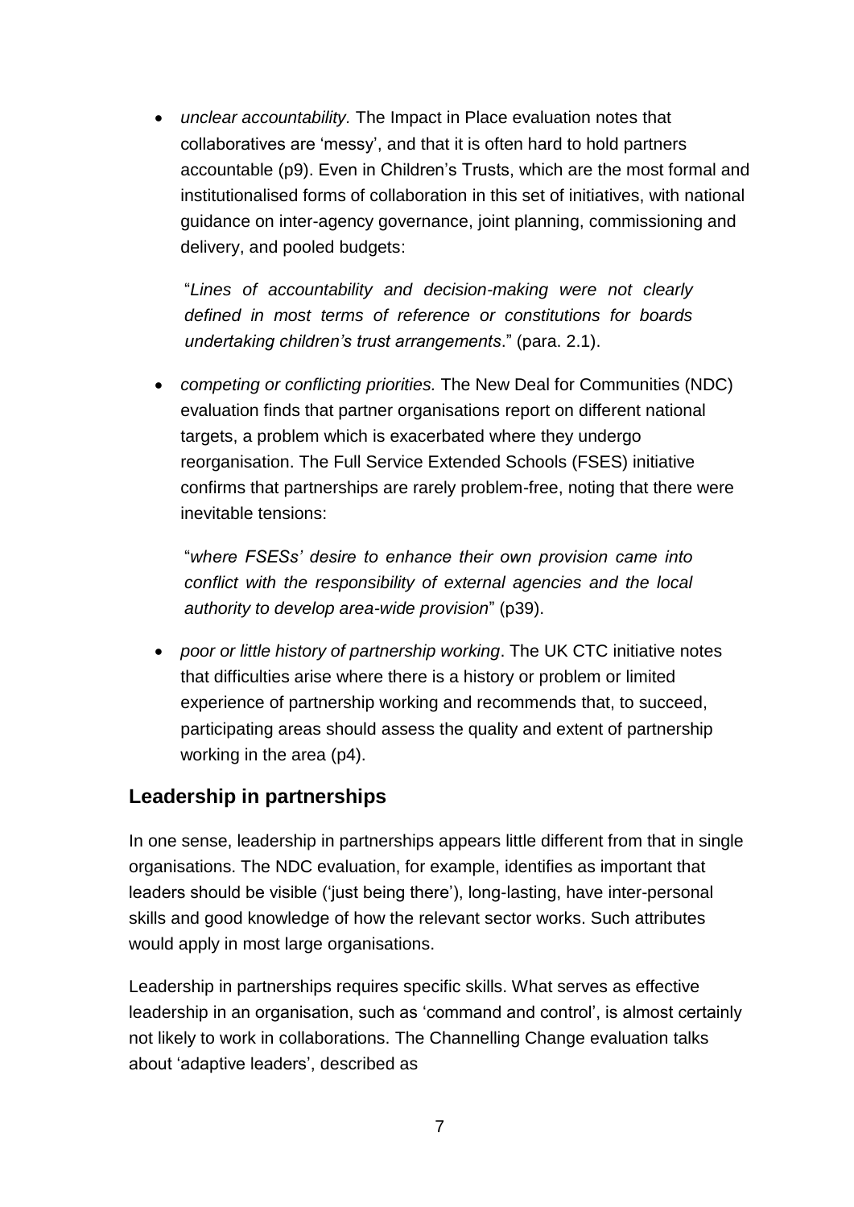- *unclear accountability.* The Impact in Place evaluation notes that collaboratives are 'messy', and that it is often hard to hold partners accountable (p9). Even in Children's Trusts, which are the most formal and institutionalised forms of collaboration in this set of initiatives, with national guidance on inter-agency governance, joint planning, commissioning and delivery, and pooled budgets:

  "*Lines of accountability and decision-making were not clearly defined in most terms of reference or constitutions for boards undertaking children's trust arrangements*." (para. 2.1).

- *competing or conflicting priorities.* The New Deal for Communities (NDC) evaluation finds that partner organisations report on different national targets, a problem which is exacerbated where they undergo reorganisation. The Full Service Extended Schools (FSES) initiative confirms that partnerships are rarely problem-free, noting that there were inevitable tensions:

  "*where FSESs' desire to enhance their own provision came into conflict with the responsibility of external agencies and the local authority to develop area-wide provision*" (p39).

- *poor or little history of partnership working*. The UK CTC initiative notes that difficulties arise where there is a history or problem or limited experience of partnership working and recommends that, to succeed, participating areas should assess the quality and extent of partnership working in the area (p4).

## Leadership in partnerships

In one sense, leadership in partnerships appears little different from that in single organisations. The NDC evaluation, for example, identifies as important that leaders should be visible ('just being there'), long-lasting, have inter-personal skills and good knowledge of how the relevant sector works. Such attributes would apply in most large organisations.

Leadership in partnerships requires specific skills. What serves as effective leadership in an organisation, such as 'command and control', is almost certainly not likely to work in collaborations. The Channelling Change evaluation talks about 'adaptive leaders', described as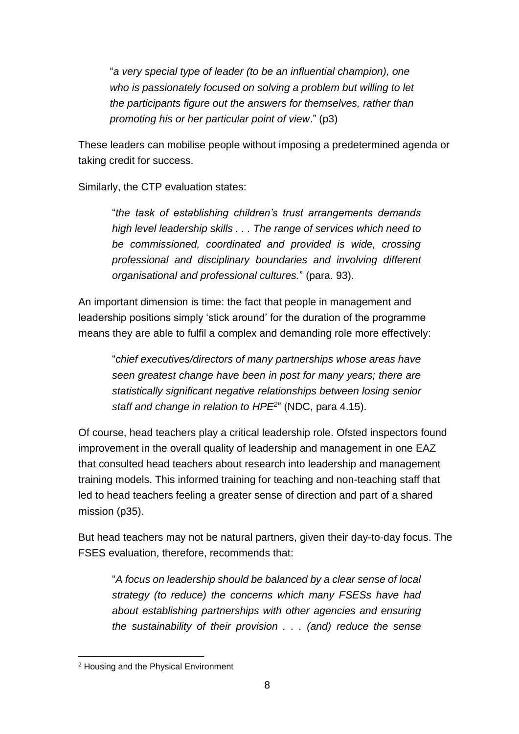> "*a very special type of leader (to be an influential champion), one who is passionately focused on solving a problem but willing to let the participants figure out the answers for themselves, rather than promoting his or her particular point of view*." (p3)

These leaders can mobilise people without imposing a predetermined agenda or taking credit for success.

Similarly, the CTP evaluation states:

> "*the task of establishing children's trust arrangements demands high level leadership skills . . . The range of services which need to be commissioned, coordinated and provided is wide, crossing professional and disciplinary boundaries and involving different organisational and professional cultures.*" (para. 93).

An important dimension is time: the fact that people in management and leadership positions simply 'stick around' for the duration of the programme means they are able to fulfil a complex and demanding role more effectively:

> "*chief executives/directors of many partnerships whose areas have seen greatest change have been in post for many years; there are statistically significant negative relationships between losing senior staff and change in relation to HPE*[2]" (NDC, para 4.15).

Of course, head teachers play a critical leadership role. Ofsted inspectors found improvement in the overall quality of leadership and management in one EAZ that consulted head teachers about research into leadership and management training models. This informed training for teaching and non-teaching staff that led to head teachers feeling a greater sense of direction and part of a shared mission (p35).

But head teachers may not be natural partners, given their day-to-day focus. The FSES evaluation, therefore, recommends that:

> "*A focus on leadership should be balanced by a clear sense of local strategy (to reduce) the concerns which many FSESs have had about establishing partnerships with other agencies and ensuring the sustainability of their provision . . . (and) reduce the sense*

[2] Housing and the Physical Environment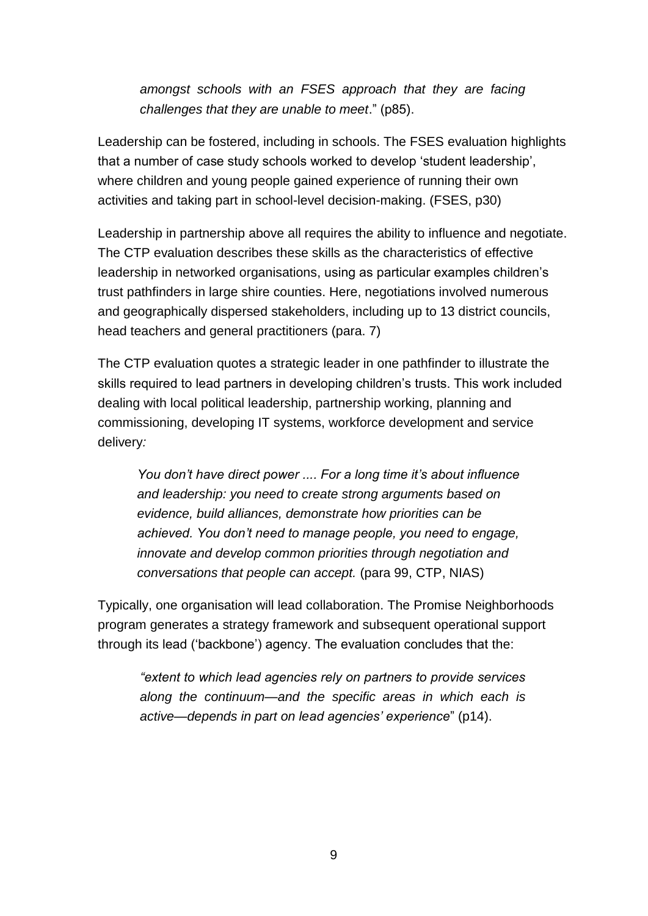> *amongst schools with an FSES approach that they are facing challenges that they are unable to meet*." (p85).

Leadership can be fostered, including in schools. The FSES evaluation highlights that a number of case study schools worked to develop 'student leadership', where children and young people gained experience of running their own activities and taking part in school-level decision-making. (FSES, p30)

Leadership in partnership above all requires the ability to influence and negotiate. The CTP evaluation describes these skills as the characteristics of effective leadership in networked organisations, using as particular examples children's trust pathfinders in large shire counties. Here, negotiations involved numerous and geographically dispersed stakeholders, including up to 13 district councils, head teachers and general practitioners (para. 7)

The CTP evaluation quotes a strategic leader in one pathfinder to illustrate the skills required to lead partners in developing children's trusts. This work included dealing with local political leadership, partnership working, planning and commissioning, developing IT systems, workforce development and service delivery*:*

> *You don't have direct power .... For a long time it's about influence and leadership: you need to create strong arguments based on evidence, build alliances, demonstrate how priorities can be achieved. You don't need to manage people, you need to engage, innovate and develop common priorities through negotiation and conversations that people can accept.* (para 99, CTP, NIAS)

Typically, one organisation will lead collaboration. The Promise Neighborhoods program generates a strategy framework and subsequent operational support through its lead ('backbone') agency. The evaluation concludes that the:

> *"extent to which lead agencies rely on partners to provide services along the continuum—and the specific areas in which each is active—depends in part on lead agencies' experience*" (p14).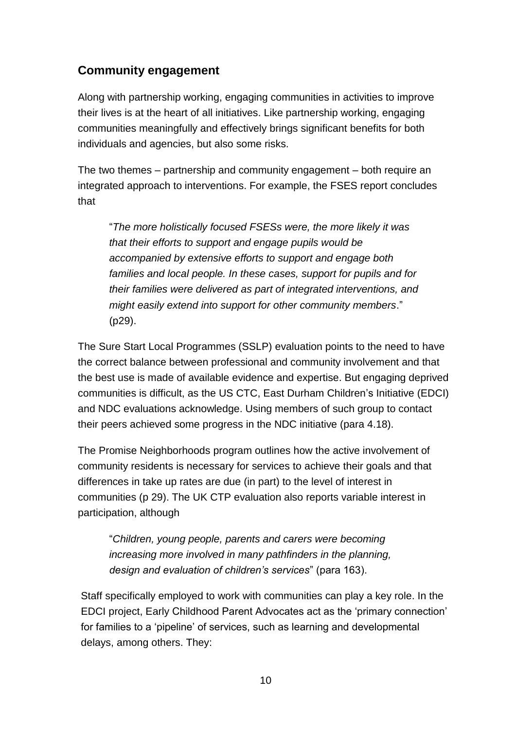## Community engagement

Along with partnership working, engaging communities in activities to improve their lives is at the heart of all initiatives. Like partnership working, engaging communities meaningfully and effectively brings significant benefits for both individuals and agencies, but also some risks.

The two themes – partnership and community engagement – both require an integrated approach to interventions. For example, the FSES report concludes that

> "*The more holistically focused FSESs were, the more likely it was that their efforts to support and engage pupils would be accompanied by extensive efforts to support and engage both families and local people. In these cases, support for pupils and for their families were delivered as part of integrated interventions, and might easily extend into support for other community members*." (p29).

The Sure Start Local Programmes (SSLP) evaluation points to the need to have the correct balance between professional and community involvement and that the best use is made of available evidence and expertise. But engaging deprived communities is difficult, as the US CTC, East Durham Children's Initiative (EDCI) and NDC evaluations acknowledge. Using members of such group to contact their peers achieved some progress in the NDC initiative (para 4.18).

The Promise Neighborhoods program outlines how the active involvement of community residents is necessary for services to achieve their goals and that differences in take up rates are due (in part) to the level of interest in communities (p 29). The UK CTP evaluation also reports variable interest in participation, although

> "*Children, young people, parents and carers were becoming increasing more involved in many pathfinders in the planning, design and evaluation of children's services*" (para 163).

Staff specifically employed to work with communities can play a key role. In the EDCI project, Early Childhood Parent Advocates act as the 'primary connection' for families to a 'pipeline' of services, such as learning and developmental delays, among others. They: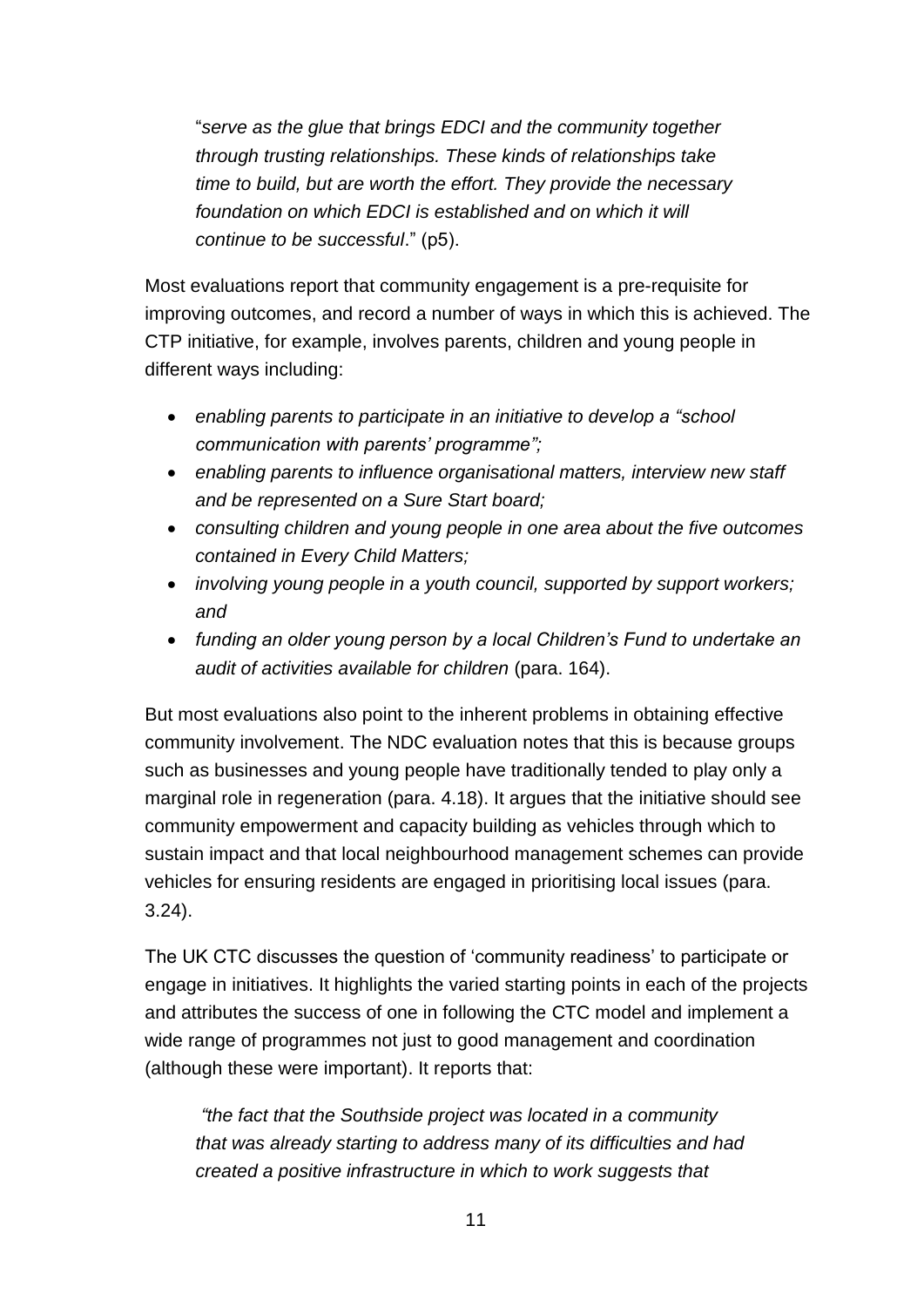"*serve as the glue that brings EDCI and the community together through trusting relationships. These kinds of relationships take time to build, but are worth the effort. They provide the necessary foundation on which EDCI is established and on which it will continue to be successful*." (p5).

Most evaluations report that community engagement is a pre-requisite for improving outcomes, and record a number of ways in which this is achieved. The CTP initiative, for example, involves parents, children and young people in different ways including:

- *enabling parents to participate in an initiative to develop a "school communication with parents' programme";*
- *enabling parents to influence organisational matters, interview new staff and be represented on a Sure Start board;*
- *consulting children and young people in one area about the five outcomes contained in Every Child Matters;*
- *involving young people in a youth council, supported by support workers; and*
- *funding an older young person by a local Children's Fund to undertake an audit of activities available for children* (para. 164).

But most evaluations also point to the inherent problems in obtaining effective community involvement. The NDC evaluation notes that this is because groups such as businesses and young people have traditionally tended to play only a marginal role in regeneration (para. 4.18). It argues that the initiative should see community empowerment and capacity building as vehicles through which to sustain impact and that local neighbourhood management schemes can provide vehicles for ensuring residents are engaged in prioritising local issues (para. 3.24).

The UK CTC discusses the question of 'community readiness' to participate or engage in initiatives. It highlights the varied starting points in each of the projects and attributes the success of one in following the CTC model and implement a wide range of programmes not just to good management and coordination (although these were important). It reports that:

"*the fact that the Southside project was located in a community that was already starting to address many of its difficulties and had created a positive infrastructure in which to work suggests that*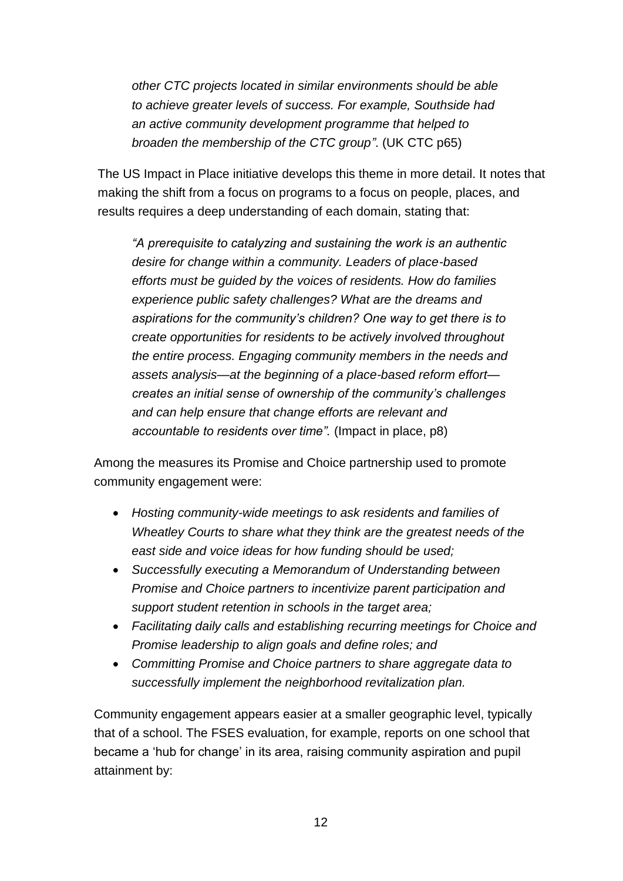*other CTC projects located in similar environments should be able to achieve greater levels of success. For example, Southside had an active community development programme that helped to broaden the membership of the CTC group".* (UK CTC p65)

The US Impact in Place initiative develops this theme in more detail. It notes that making the shift from a focus on programs to a focus on people, places, and results requires a deep understanding of each domain, stating that:

> *"A prerequisite to catalyzing and sustaining the work is an authentic desire for change within a community. Leaders of place-based efforts must be guided by the voices of residents. How do families experience public safety challenges? What are the dreams and aspirations for the community's children? One way to get there is to create opportunities for residents to be actively involved throughout the entire process. Engaging community members in the needs and assets analysis—at the beginning of a place-based reform effort—creates an initial sense of ownership of the community's challenges and can help ensure that change efforts are relevant and accountable to residents over time".* (Impact in place, p8)

Among the measures its Promise and Choice partnership used to promote community engagement were:

- *Hosting community-wide meetings to ask residents and families of Wheatley Courts to share what they think are the greatest needs of the east side and voice ideas for how funding should be used;*
- *Successfully executing a Memorandum of Understanding between Promise and Choice partners to incentivize parent participation and support student retention in schools in the target area;*
- *Facilitating daily calls and establishing recurring meetings for Choice and Promise leadership to align goals and define roles; and*
- *Committing Promise and Choice partners to share aggregate data to successfully implement the neighborhood revitalization plan.*

Community engagement appears easier at a smaller geographic level, typically that of a school. The FSES evaluation, for example, reports on one school that became a 'hub for change' in its area, raising community aspiration and pupil attainment by: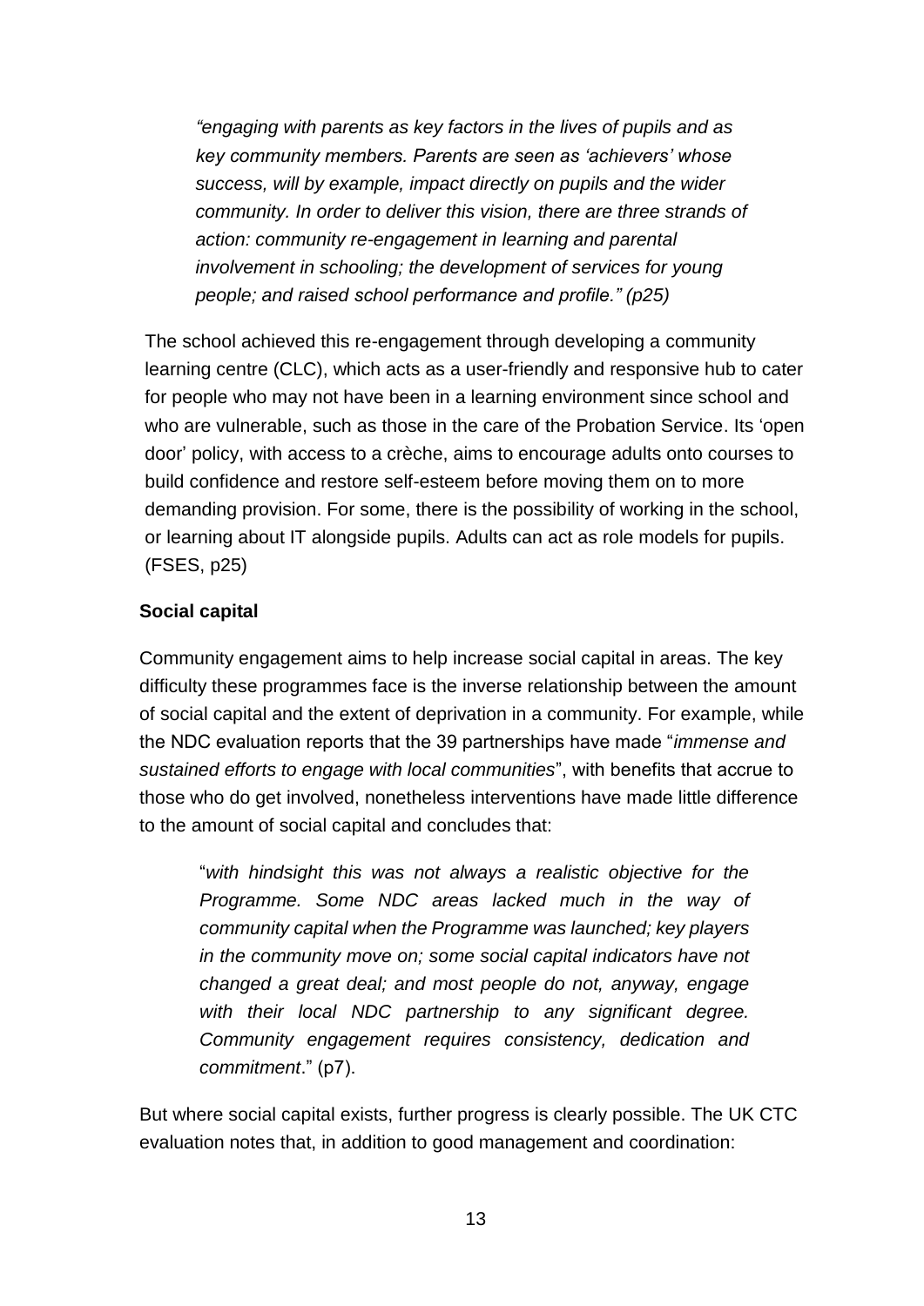> *"engaging with parents as key factors in the lives of pupils and as key community members. Parents are seen as 'achievers' whose success, will by example, impact directly on pupils and the wider community. In order to deliver this vision, there are three strands of action: community re-engagement in learning and parental involvement in schooling; the development of services for young people; and raised school performance and profile." (p25)*

The school achieved this re-engagement through developing a community learning centre (CLC), which acts as a user-friendly and responsive hub to cater for people who may not have been in a learning environment since school and who are vulnerable, such as those in the care of the Probation Service. Its 'open door' policy, with access to a crèche, aims to encourage adults onto courses to build confidence and restore self-esteem before moving them on to more demanding provision. For some, there is the possibility of working in the school, or learning about IT alongside pupils. Adults can act as role models for pupils. (FSES, p25)

**Social capital**

Community engagement aims to help increase social capital in areas. The key difficulty these programmes face is the inverse relationship between the amount of social capital and the extent of deprivation in a community. For example, while the NDC evaluation reports that the 39 partnerships have made "*immense and sustained efforts to engage with local communities*", with benefits that accrue to those who do get involved, nonetheless interventions have made little difference to the amount of social capital and concludes that:

> "*with hindsight this was not always a realistic objective for the Programme. Some NDC areas lacked much in the way of community capital when the Programme was launched; key players in the community move on; some social capital indicators have not changed a great deal; and most people do not, anyway, engage with their local NDC partnership to any significant degree. Community engagement requires consistency, dedication and commitment*." (p7).

But where social capital exists, further progress is clearly possible. The UK CTC evaluation notes that, in addition to good management and coordination: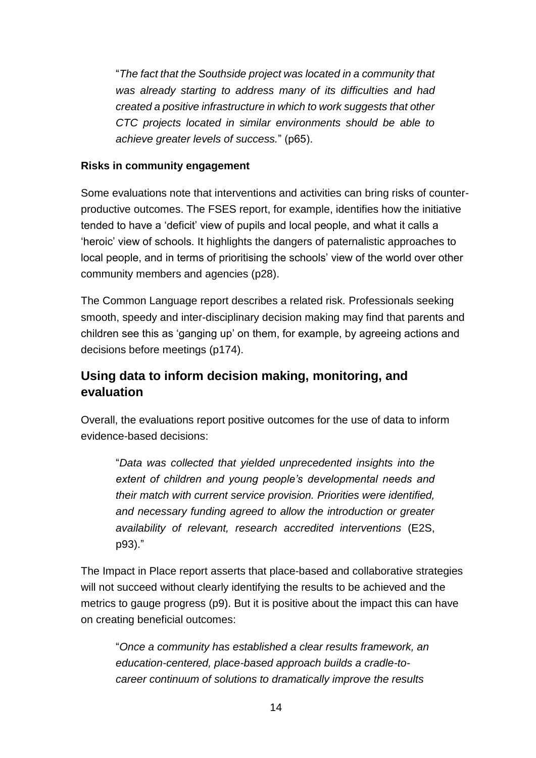> "*The fact that the Southside project was located in a community that was already starting to address many of its difficulties and had created a positive infrastructure in which to work suggests that other CTC projects located in similar environments should be able to achieve greater levels of success.*" (p65).

**Risks in community engagement**

Some evaluations note that interventions and activities can bring risks of counter-productive outcomes. The FSES report, for example, identifies how the initiative tended to have a 'deficit' view of pupils and local people, and what it calls a 'heroic' view of schools. It highlights the dangers of paternalistic approaches to local people, and in terms of prioritising the schools' view of the world over other community members and agencies (p28).

The Common Language report describes a related risk. Professionals seeking smooth, speedy and inter-disciplinary decision making may find that parents and children see this as 'ganging up' on them, for example, by agreeing actions and decisions before meetings (p174).

## Using data to inform decision making, monitoring, and evaluation

Overall, the evaluations report positive outcomes for the use of data to inform evidence-based decisions:

> "*Data was collected that yielded unprecedented insights into the extent of children and young people's developmental needs and their match with current service provision. Priorities were identified, and necessary funding agreed to allow the introduction or greater availability of relevant, research accredited interventions* (E2S, p93)."

The Impact in Place report asserts that place-based and collaborative strategies will not succeed without clearly identifying the results to be achieved and the metrics to gauge progress (p9). But it is positive about the impact this can have on creating beneficial outcomes:

> "*Once a community has established a clear results framework, an education-centered, place-based approach builds a cradle-to-career continuum of solutions to dramatically improve the results*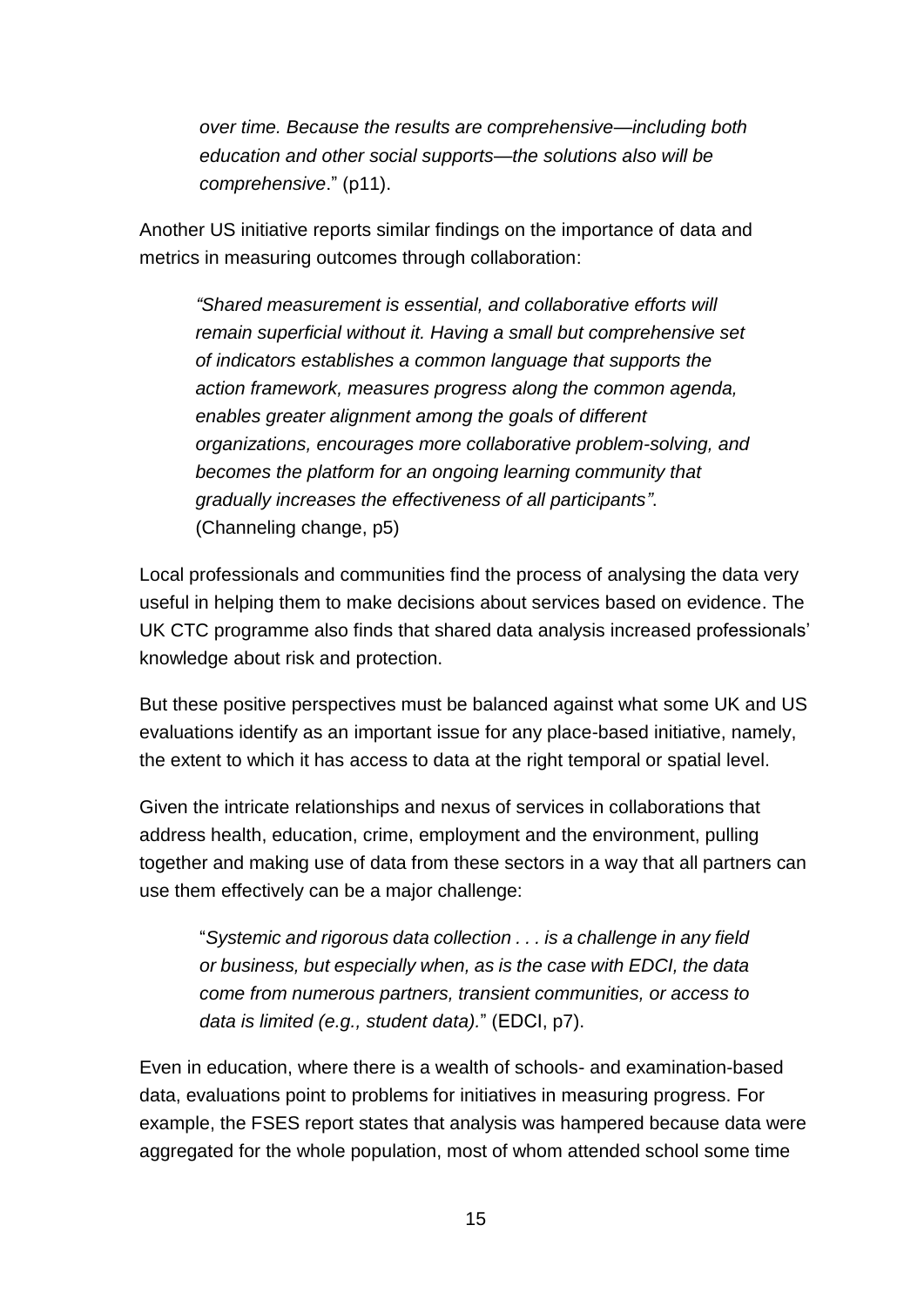> *over time. Because the results are comprehensive—including both education and other social supports—the solutions also will be comprehensive*." (p11).

Another US initiative reports similar findings on the importance of data and metrics in measuring outcomes through collaboration:

> *"Shared measurement is essential, and collaborative efforts will remain superficial without it. Having a small but comprehensive set of indicators establishes a common language that supports the action framework, measures progress along the common agenda, enables greater alignment among the goals of different organizations, encourages more collaborative problem-solving, and becomes the platform for an ongoing learning community that gradually increases the effectiveness of all participants".* (Channeling change, p5)

Local professionals and communities find the process of analysing the data very useful in helping them to make decisions about services based on evidence. The UK CTC programme also finds that shared data analysis increased professionals' knowledge about risk and protection.

But these positive perspectives must be balanced against what some UK and US evaluations identify as an important issue for any place-based initiative, namely, the extent to which it has access to data at the right temporal or spatial level.

Given the intricate relationships and nexus of services in collaborations that address health, education, crime, employment and the environment, pulling together and making use of data from these sectors in a way that all partners can use them effectively can be a major challenge:

> "*Systemic and rigorous data collection . . . is a challenge in any field or business, but especially when, as is the case with EDCI, the data come from numerous partners, transient communities, or access to data is limited (e.g., student data).*" (EDCI, p7).

Even in education, where there is a wealth of schools- and examination-based data, evaluations point to problems for initiatives in measuring progress. For example, the FSES report states that analysis was hampered because data were aggregated for the whole population, most of whom attended school some time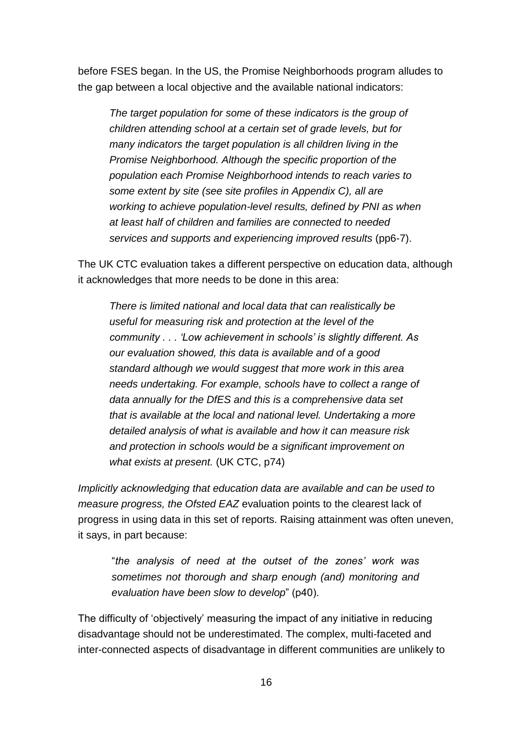before FSES began. In the US, the Promise Neighborhoods program alludes to the gap between a local objective and the available national indicators:

> *The target population for some of these indicators is the group of children attending school at a certain set of grade levels, but for many indicators the target population is all children living in the Promise Neighborhood. Although the specific proportion of the population each Promise Neighborhood intends to reach varies to some extent by site (see site profiles in Appendix C), all are working to achieve population-level results, defined by PNI as when at least half of children and families are connected to needed services and supports and experiencing improved results* (pp6-7).

The UK CTC evaluation takes a different perspective on education data, although it acknowledges that more needs to be done in this area:

> *There is limited national and local data that can realistically be useful for measuring risk and protection at the level of the community . . . 'Low achievement in schools' is slightly different. As our evaluation showed, this data is available and of a good standard although we would suggest that more work in this area needs undertaking. For example, schools have to collect a range of data annually for the DfES and this is a comprehensive data set that is available at the local and national level. Undertaking a more detailed analysis of what is available and how it can measure risk and protection in schools would be a significant improvement on what exists at present.* (UK CTC, p74)

*Implicitly acknowledging that education data are available and can be used to measure progress, the Ofsted EAZ* evaluation points to the clearest lack of progress in using data in this set of reports. Raising attainment was often uneven, it says, in part because:

> "*the analysis of need at the outset of the zones' work was sometimes not thorough and sharp enough (and) monitoring and evaluation have been slow to develop*" (p40).

The difficulty of 'objectively' measuring the impact of any initiative in reducing disadvantage should not be underestimated. The complex, multi-faceted and inter-connected aspects of disadvantage in different communities are unlikely to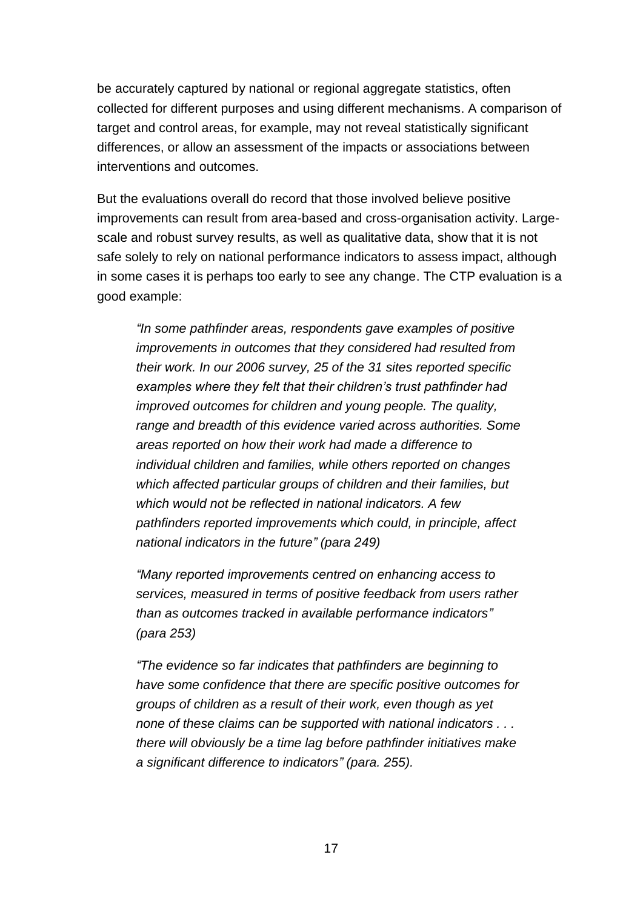be accurately captured by national or regional aggregate statistics, often collected for different purposes and using different mechanisms. A comparison of target and control areas, for example, may not reveal statistically significant differences, or allow an assessment of the impacts or associations between interventions and outcomes.

But the evaluations overall do record that those involved believe positive improvements can result from area-based and cross-organisation activity. Large-scale and robust survey results, as well as qualitative data, show that it is not safe solely to rely on national performance indicators to assess impact, although in some cases it is perhaps too early to see any change. The CTP evaluation is a good example:

> *"In some pathfinder areas, respondents gave examples of positive improvements in outcomes that they considered had resulted from their work. In our 2006 survey, 25 of the 31 sites reported specific examples where they felt that their children's trust pathfinder had improved outcomes for children and young people. The quality, range and breadth of this evidence varied across authorities. Some areas reported on how their work had made a difference to individual children and families, while others reported on changes which affected particular groups of children and their families, but which would not be reflected in national indicators. A few pathfinders reported improvements which could, in principle, affect national indicators in the future" (para 249)*
>
> *"Many reported improvements centred on enhancing access to services, measured in terms of positive feedback from users rather than as outcomes tracked in available performance indicators" (para 253)*
>
> *"The evidence so far indicates that pathfinders are beginning to have some confidence that there are specific positive outcomes for groups of children as a result of their work, even though as yet none of these claims can be supported with national indicators . . . there will obviously be a time lag before pathfinder initiatives make a significant difference to indicators" (para. 255).*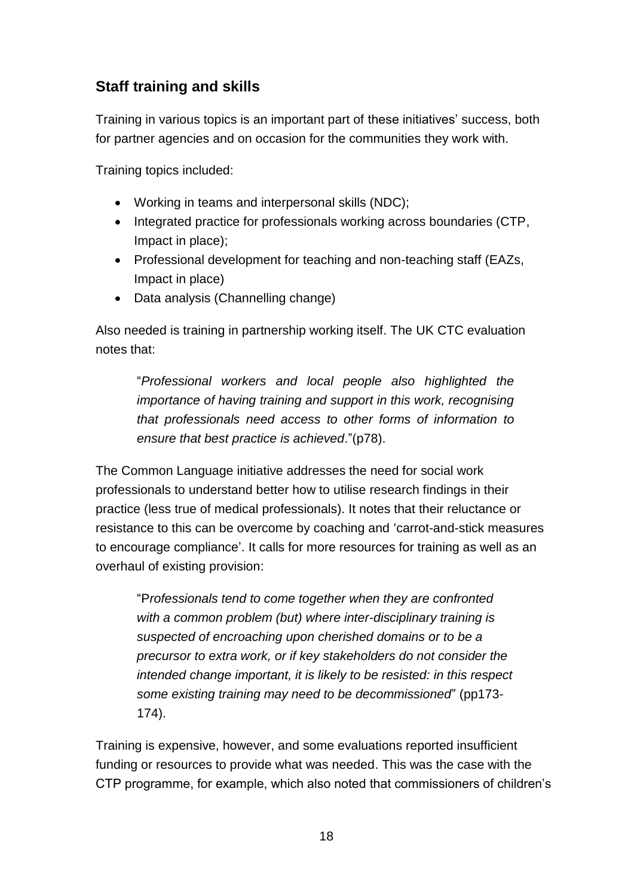## Staff training and skills

Training in various topics is an important part of these initiatives' success, both for partner agencies and on occasion for the communities they work with.

Training topics included:

- Working in teams and interpersonal skills (NDC);
- Integrated practice for professionals working across boundaries (CTP, Impact in place);
- Professional development for teaching and non-teaching staff (EAZs, Impact in place)
- Data analysis (Channelling change)

Also needed is training in partnership working itself. The UK CTC evaluation notes that:

> "*Professional workers and local people also highlighted the importance of having training and support in this work, recognising that professionals need access to other forms of information to ensure that best practice is achieved*."(p78).

The Common Language initiative addresses the need for social work professionals to understand better how to utilise research findings in their practice (less true of medical professionals). It notes that their reluctance or resistance to this can be overcome by coaching and 'carrot-and-stick measures to encourage compliance'. It calls for more resources for training as well as an overhaul of existing provision:

> "P*rofessionals tend to come together when they are confronted with a common problem (but) where inter-disciplinary training is suspected of encroaching upon cherished domains or to be a precursor to extra work, or if key stakeholders do not consider the intended change important, it is likely to be resisted: in this respect some existing training may need to be decommissioned*" (pp173-174).

Training is expensive, however, and some evaluations reported insufficient funding or resources to provide what was needed. This was the case with the CTP programme, for example, which also noted that commissioners of children's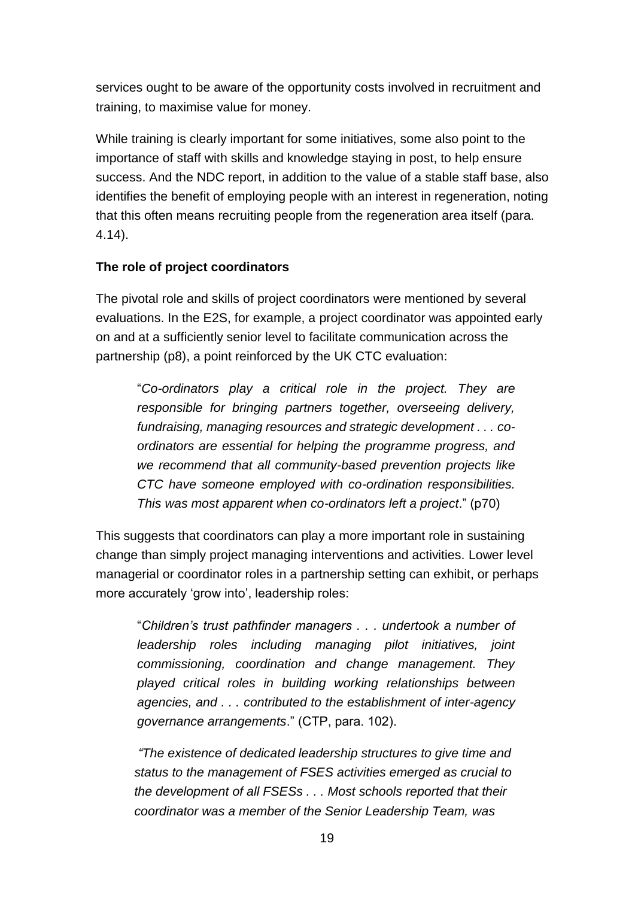services ought to be aware of the opportunity costs involved in recruitment and training, to maximise value for money.

While training is clearly important for some initiatives, some also point to the importance of staff with skills and knowledge staying in post, to help ensure success. And the NDC report, in addition to the value of a stable staff base, also identifies the benefit of employing people with an interest in regeneration, noting that this often means recruiting people from the regeneration area itself (para. 4.14).

**The role of project coordinators**

The pivotal role and skills of project coordinators were mentioned by several evaluations. In the E2S, for example, a project coordinator was appointed early on and at a sufficiently senior level to facilitate communication across the partnership (p8), a point reinforced by the UK CTC evaluation:

> "*Co-ordinators play a critical role in the project. They are responsible for bringing partners together, overseeing delivery, fundraising, managing resources and strategic development . . . co-ordinators are essential for helping the programme progress, and we recommend that all community-based prevention projects like CTC have someone employed with co-ordination responsibilities. This was most apparent when co-ordinators left a project*." (p70)

This suggests that coordinators can play a more important role in sustaining change than simply project managing interventions and activities. Lower level managerial or coordinator roles in a partnership setting can exhibit, or perhaps more accurately 'grow into', leadership roles:

> "*Children's trust pathfinder managers . . . undertook a number of leadership roles including managing pilot initiatives, joint commissioning, coordination and change management. They played critical roles in building working relationships between agencies, and . . . contributed to the establishment of inter-agency governance arrangements*." (CTP, para. 102).

> *"The existence of dedicated leadership structures to give time and status to the management of FSES activities emerged as crucial to the development of all FSESs . . . Most schools reported that their coordinator was a member of the Senior Leadership Team, was*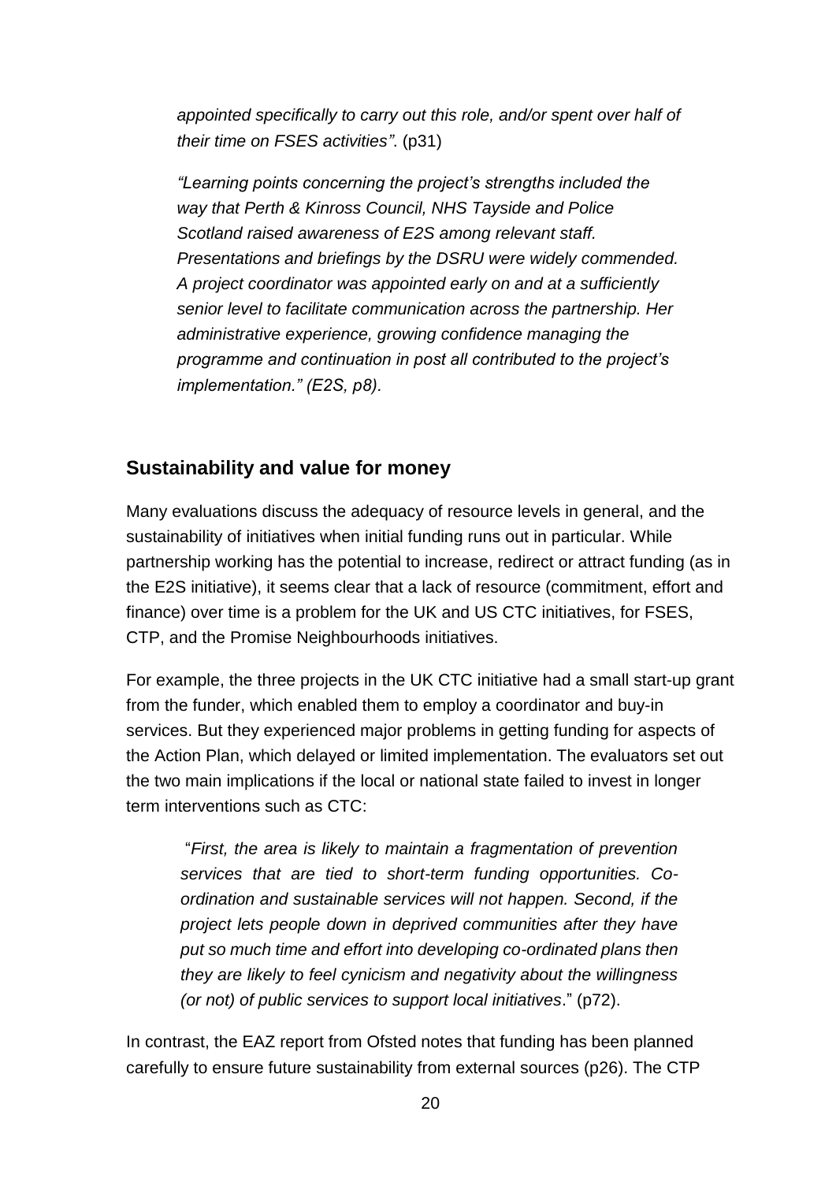*appointed specifically to carry out this role, and/or spent over half of their time on FSES activities"*. (p31)

*"Learning points concerning the project's strengths included the way that Perth & Kinross Council, NHS Tayside and Police Scotland raised awareness of E2S among relevant staff. Presentations and briefings by the DSRU were widely commended. A project coordinator was appointed early on and at a sufficiently senior level to facilitate communication across the partnership. Her administrative experience, growing confidence managing the programme and continuation in post all contributed to the project's implementation." (E2S, p8).*

## Sustainability and value for money

Many evaluations discuss the adequacy of resource levels in general, and the sustainability of initiatives when initial funding runs out in particular. While partnership working has the potential to increase, redirect or attract funding (as in the E2S initiative), it seems clear that a lack of resource (commitment, effort and finance) over time is a problem for the UK and US CTC initiatives, for FSES, CTP, and the Promise Neighbourhoods initiatives.

For example, the three projects in the UK CTC initiative had a small start-up grant from the funder, which enabled them to employ a coordinator and buy-in services. But they experienced major problems in getting funding for aspects of the Action Plan, which delayed or limited implementation. The evaluators set out the two main implications if the local or national state failed to invest in longer term interventions such as CTC:

> "*First, the area is likely to maintain a fragmentation of prevention services that are tied to short-term funding opportunities. Co-ordination and sustainable services will not happen. Second, if the project lets people down in deprived communities after they have put so much time and effort into developing co-ordinated plans then they are likely to feel cynicism and negativity about the willingness (or not) of public services to support local initiatives*." (p72).

In contrast, the EAZ report from Ofsted notes that funding has been planned carefully to ensure future sustainability from external sources (p26). The CTP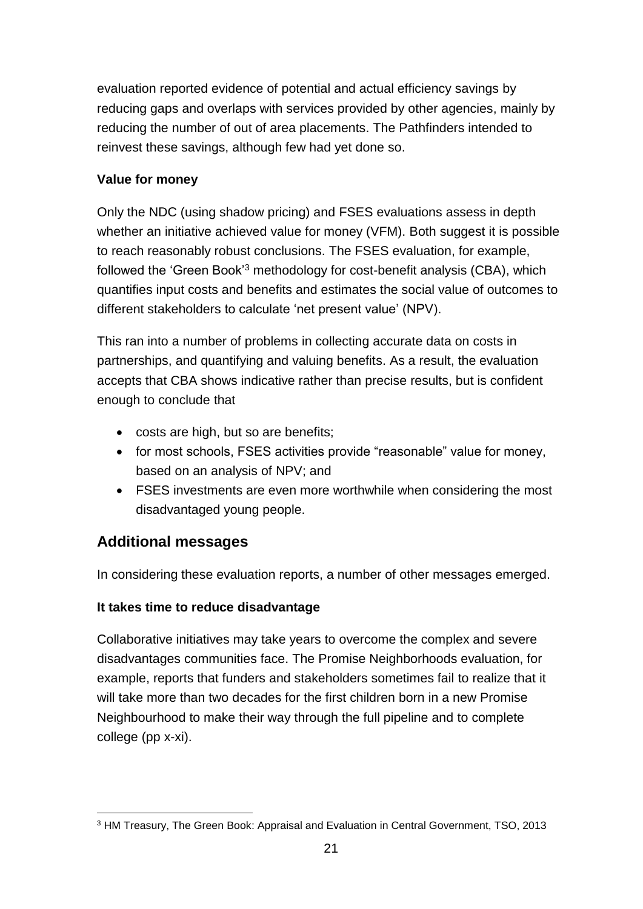evaluation reported evidence of potential and actual efficiency savings by reducing gaps and overlaps with services provided by other agencies, mainly by reducing the number of out of area placements. The Pathfinders intended to reinvest these savings, although few had yet done so.

**Value for money**

Only the NDC (using shadow pricing) and FSES evaluations assess in depth whether an initiative achieved value for money (VFM). Both suggest it is possible to reach reasonably robust conclusions. The FSES evaluation, for example, followed the 'Green Book'[3] methodology for cost-benefit analysis (CBA), which quantifies input costs and benefits and estimates the social value of outcomes to different stakeholders to calculate 'net present value' (NPV).

This ran into a number of problems in collecting accurate data on costs in partnerships, and quantifying and valuing benefits. As a result, the evaluation accepts that CBA shows indicative rather than precise results, but is confident enough to conclude that

- costs are high, but so are benefits;
- for most schools, FSES activities provide "reasonable" value for money, based on an analysis of NPV; and
- FSES investments are even more worthwhile when considering the most disadvantaged young people.

## Additional messages

In considering these evaluation reports, a number of other messages emerged.

**It takes time to reduce disadvantage**

Collaborative initiatives may take years to overcome the complex and severe disadvantages communities face. The Promise Neighborhoods evaluation, for example, reports that funders and stakeholders sometimes fail to realize that it will take more than two decades for the first children born in a new Promise Neighbourhood to make their way through the full pipeline and to complete college (pp x-xi).

[3] HM Treasury, The Green Book: Appraisal and Evaluation in Central Government, TSO, 2013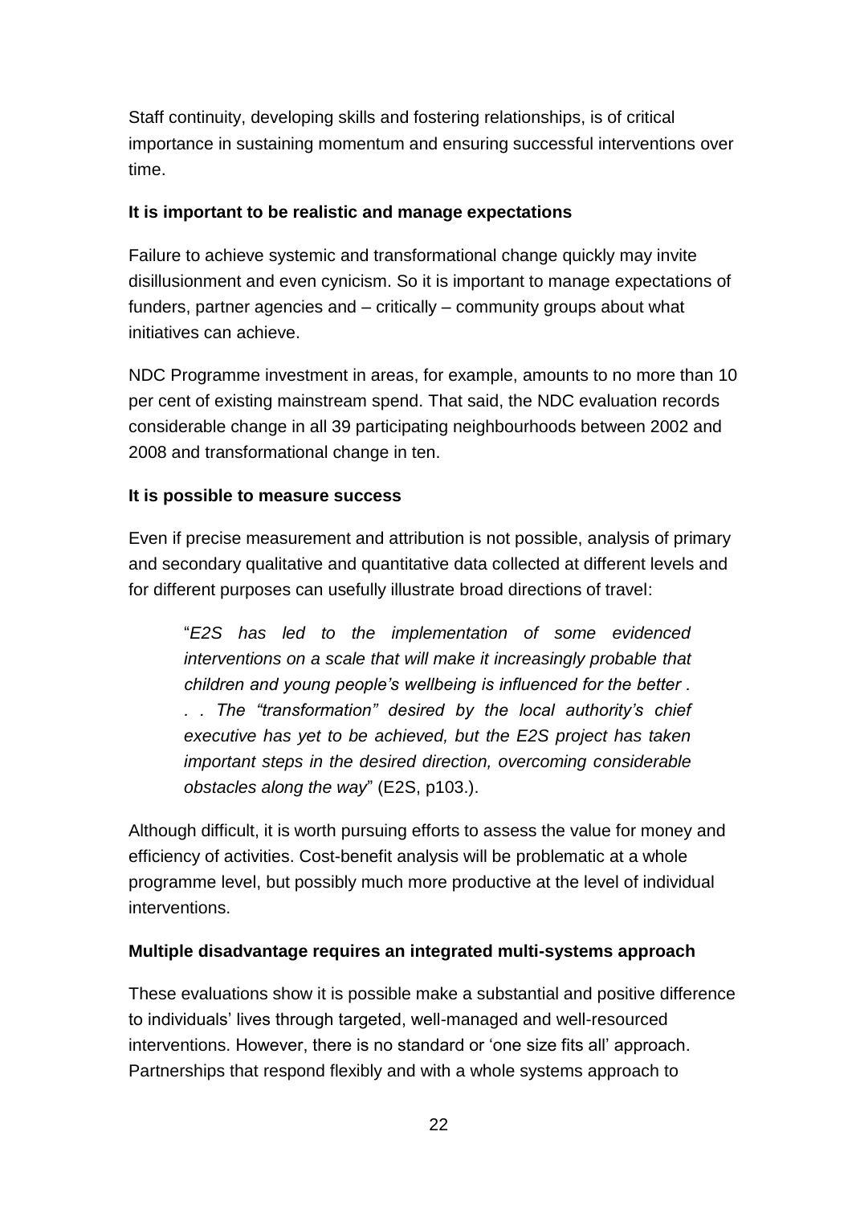Staff continuity, developing skills and fostering relationships, is of critical importance in sustaining momentum and ensuring successful interventions over time.

**It is important to be realistic and manage expectations**

Failure to achieve systemic and transformational change quickly may invite disillusionment and even cynicism. So it is important to manage expectations of funders, partner agencies and – critically – community groups about what initiatives can achieve.

NDC Programme investment in areas, for example, amounts to no more than 10 per cent of existing mainstream spend. That said, the NDC evaluation records considerable change in all 39 participating neighbourhoods between 2002 and 2008 and transformational change in ten.

**It is possible to measure success**

Even if precise measurement and attribution is not possible, analysis of primary and secondary qualitative and quantitative data collected at different levels and for different purposes can usefully illustrate broad directions of travel:

> "*E2S has led to the implementation of some evidenced interventions on a scale that will make it increasingly probable that children and young people's wellbeing is influenced for the better . . . The "transformation" desired by the local authority's chief executive has yet to be achieved, but the E2S project has taken important steps in the desired direction, overcoming considerable obstacles along the way*" (E2S, p103.).

Although difficult, it is worth pursuing efforts to assess the value for money and efficiency of activities. Cost-benefit analysis will be problematic at a whole programme level, but possibly much more productive at the level of individual interventions.

**Multiple disadvantage requires an integrated multi-systems approach**

These evaluations show it is possible make a substantial and positive difference to individuals' lives through targeted, well-managed and well-resourced interventions. However, there is no standard or 'one size fits all' approach. Partnerships that respond flexibly and with a whole systems approach to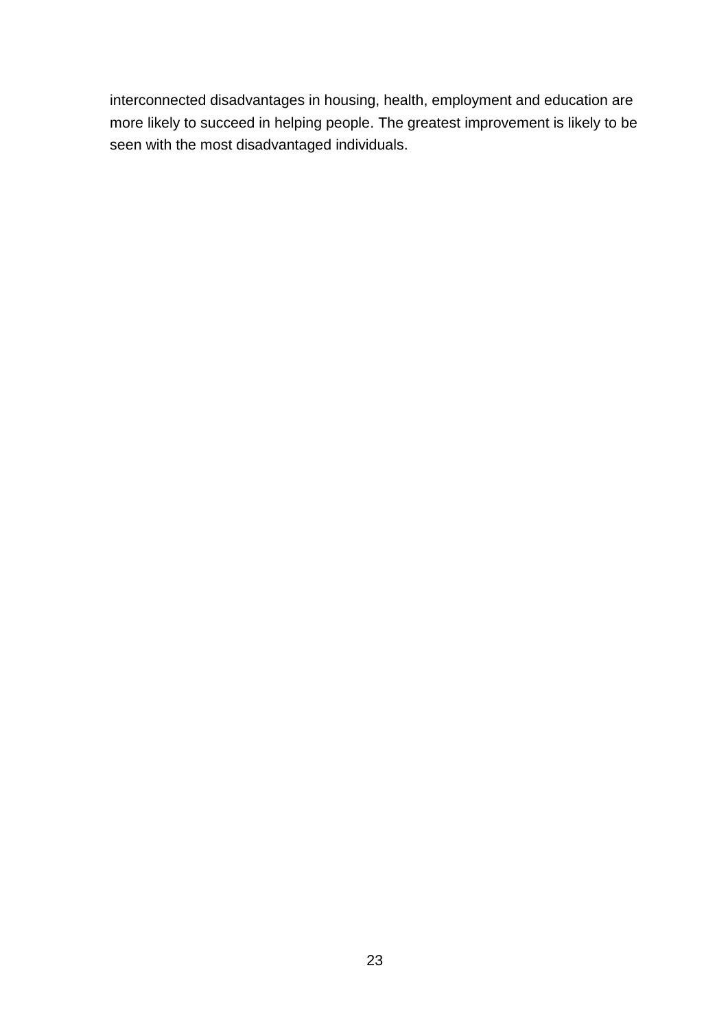interconnected disadvantages in housing, health, employment and education are more likely to succeed in helping people. The greatest improvement is likely to be seen with the most disadvantaged individuals.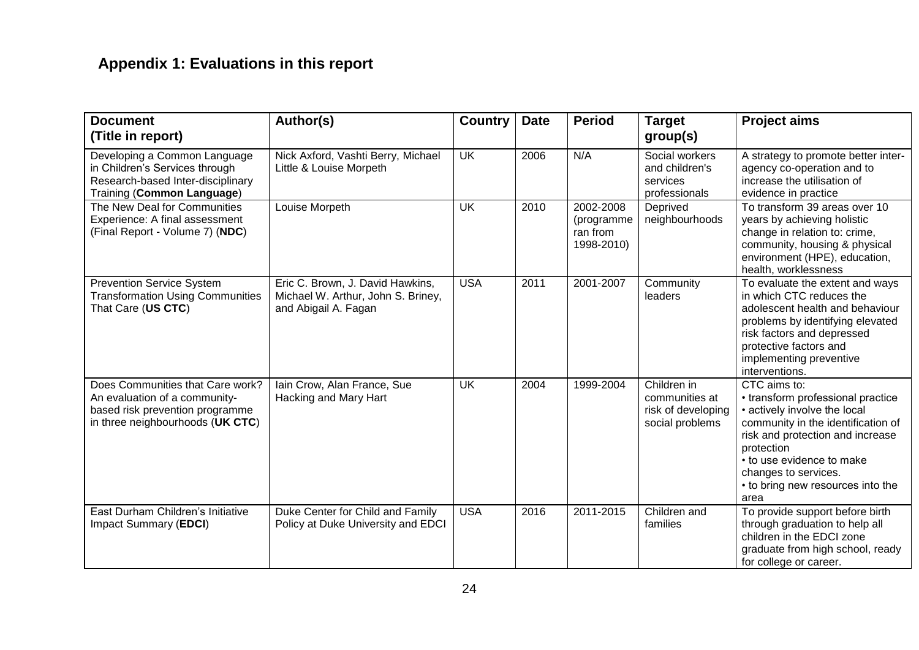## Appendix 1: Evaluations in this report

| Document (Title in report) | Author(s) | Country | Date | Period | Target group(s) | Project aims |
| --- | --- | --- | --- | --- | --- | --- |
| Developing a Common Language in Children's Services through Research-based Inter-disciplinary Training (**Common Language**) | Nick Axford, Vashti Berry, Michael Little & Louise Morpeth | UK | 2006 | N/A | Social workers and children's services professionals | A strategy to promote better inter-agency co-operation and to increase the utilisation of evidence in practice |
| The New Deal for Communities Experience: A final assessment (Final Report - Volume 7) (**NDC**) | Louise Morpeth | UK | 2010 | 2002-2008 (programme ran from 1998-2010) | Deprived neighbourhoods | To transform 39 areas over 10 years by achieving holistic change in relation to: crime, community, housing & physical environment (HPE), education, health, worklessness |
| Prevention Service System Transformation Using Communities That Care (**US CTC**) | Eric C. Brown, J. David Hawkins, Michael W. Arthur, John S. Briney, and Abigail A. Fagan | USA | 2011 | 2001-2007 | Community leaders | To evaluate the extent and ways in which CTC reduces the adolescent health and behaviour problems by identifying elevated risk factors and depressed protective factors and implementing preventive interventions. |
| Does Communities that Care work? An evaluation of a community-based risk prevention programme in three neighbourhoods (**UK CTC**) | Iain Crow, Alan France, Sue Hacking and Mary Hart | UK | 2004 | 1999-2004 | Children in communities at risk of developing social problems | CTC aims to:<br>• transform professional practice<br>• actively involve the local community in the identification of risk and protection and increase protection<br>• to use evidence to make changes to services.<br>• to bring new resources into the area |
| East Durham Children's Initiative Impact Summary (**EDCI**) | Duke Center for Child and Family Policy at Duke University and EDCI | USA | 2016 | 2011-2015 | Children and families | To provide support before birth through graduation to help all children in the EDCI zone graduate from high school, ready for college or career. |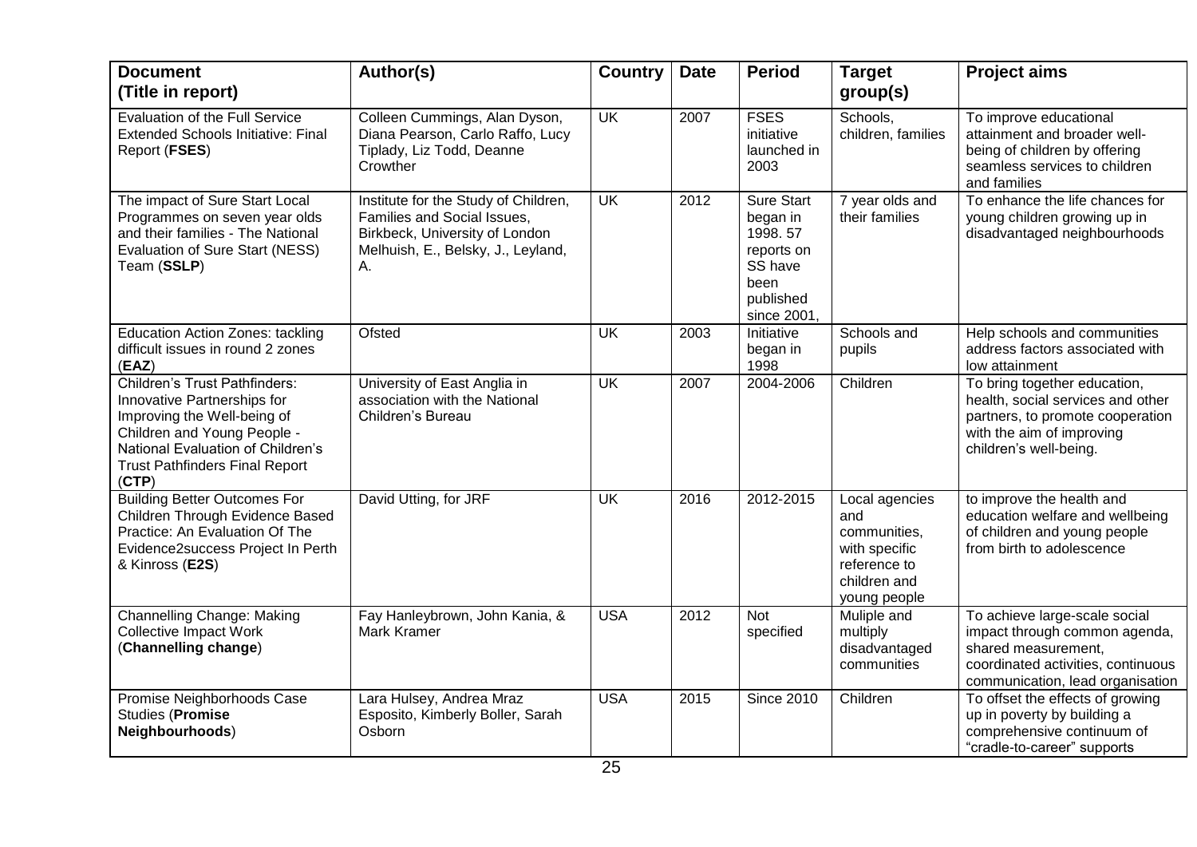| Document (Title in report) | Author(s) | Country | Date | Period | Target group(s) | Project aims |
|---|---|---|---|---|---|---|
| Evaluation of the Full Service Extended Schools Initiative: Final Report (**FSES**) | Colleen Cummings, Alan Dyson, Diana Pearson, Carlo Raffo, Lucy Tiplady, Liz Todd, Deanne Crowther | UK | 2007 | FSES initiative launched in 2003 | Schools, children, families | To improve educational attainment and broader well-being of children by offering seamless services to children and families |
| The impact of Sure Start Local Programmes on seven year olds and their families - The National Evaluation of Sure Start (NESS) Team (**SSLP**) | Institute for the Study of Children, Families and Social Issues, Birkbeck, University of London Melhuish, E., Belsky, J., Leyland, A. | UK | 2012 | Sure Start began in 1998. 57 reports on SS have been published since 2001, | 7 year olds and their families | To enhance the life chances for young children growing up in disadvantaged neighbourhoods |
| Education Action Zones: tackling difficult issues in round 2 zones (**EAZ**) | Ofsted | UK | 2003 | Initiative began in 1998 | Schools and pupils | Help schools and communities address factors associated with low attainment |
| Children's Trust Pathfinders: Innovative Partnerships for Improving the Well-being of Children and Young People - National Evaluation of Children's Trust Pathfinders Final Report (**CTP**) | University of East Anglia in association with the National Children's Bureau | UK | 2007 | 2004-2006 | Children | To bring together education, health, social services and other partners, to promote cooperation with the aim of improving children's well-being. |
| Building Better Outcomes For Children Through Evidence Based Practice: An Evaluation Of The Evidence2success Project In Perth & Kinross (**E2S**) | David Utting, for JRF | UK | 2016 | 2012-2015 | Local agencies and communities, with specific reference to children and young people | to improve the health and education welfare and wellbeing of children and young people from birth to adolescence |
| Channelling Change: Making Collective Impact Work (**Channelling change**) | Fay Hanleybrown, John Kania, & Mark Kramer | USA | 2012 | Not specified | Muliple and multiply disadvantaged communities | To achieve large-scale social impact through common agenda, shared measurement, coordinated activities, continuous communication, lead organisation |
| Promise Neighborhoods Case Studies (**Promise Neighbourhoods**) | Lara Hulsey, Andrea Mraz Esposito, Kimberly Boller, Sarah Osborn | USA | 2015 | Since 2010 | Children | To offset the effects of growing up in poverty by building a comprehensive continuum of "cradle-to-career" supports |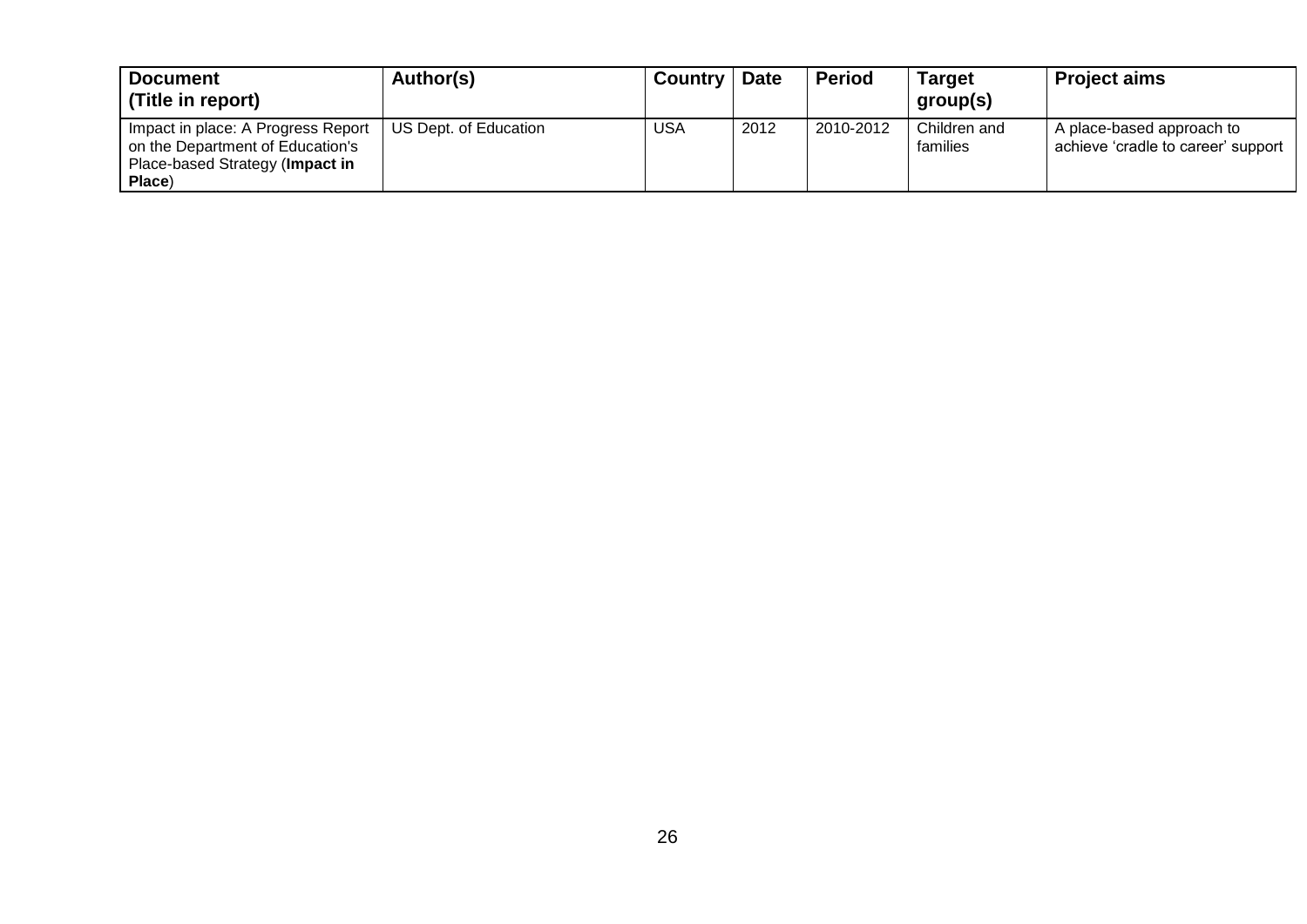| Document (Title in report) | Author(s) | Country | Date | Period | Target group(s) | Project aims |
|---|---|---|---|---|---|---|
| Impact in place: A Progress Report on the Department of Education's Place-based Strategy (**Impact in Place**) | US Dept. of Education | USA | 2012 | 2010-2012 | Children and families | A place-based approach to achieve 'cradle to career' support |